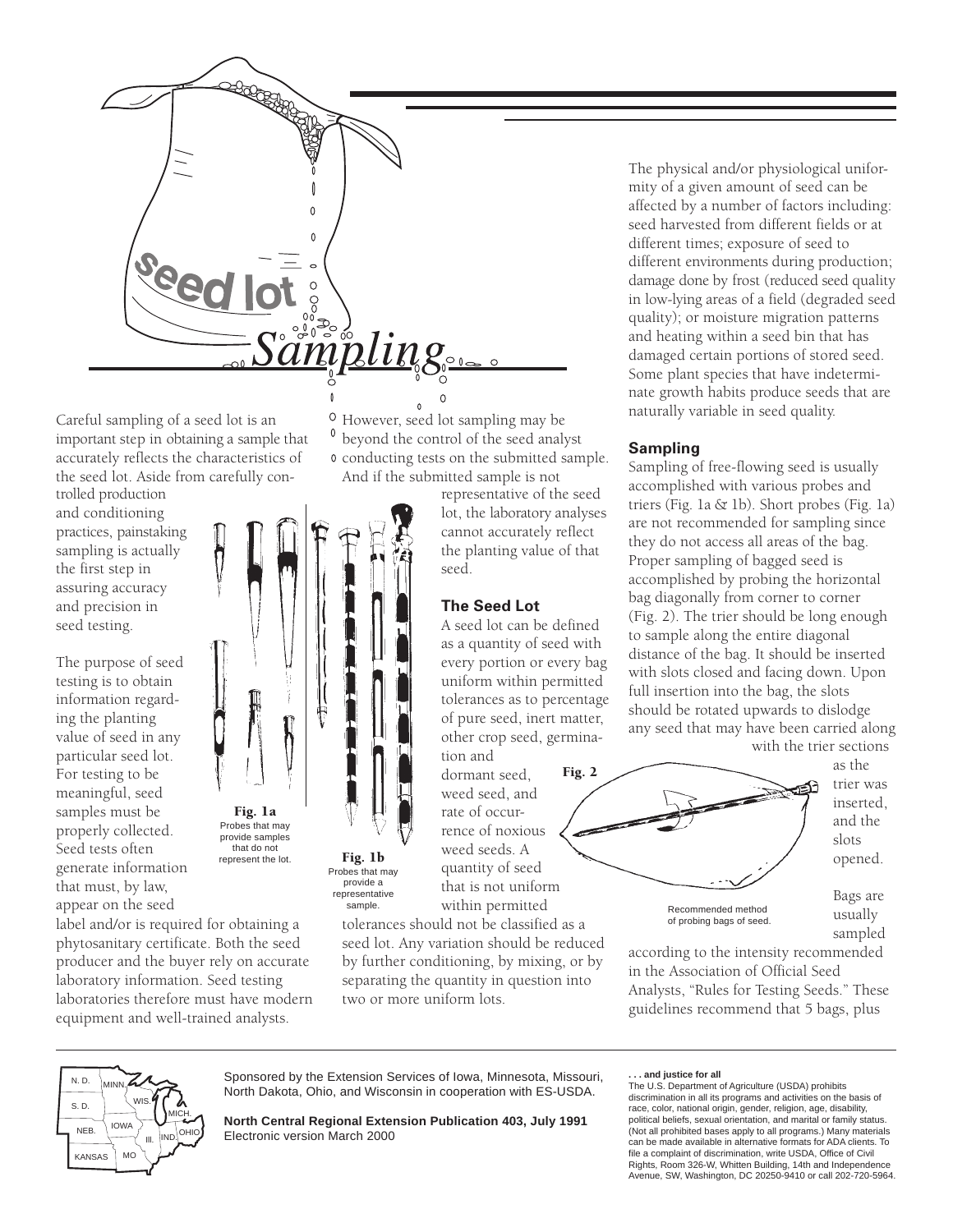# Seed lot Sampling

Careful sampling of a seed lot is an important step in obtaining a sample that accurately reflects the characteristics of the seed lot. Aside from carefully controlled production and conditioning practices, painstaking sampling is actually the first step in assuring accuracy and precision in seed testing.

The purpose of seed testing is to obtain information regarding the planting value of seed in any particular seed lot. For testing to be meaningful, seed samples must be properly collected. Seed tests often generate information that must, by law, appear on the seed label and/or is required for obtaining a phytosanitary certificate. Both the seed producer and the buyer rely on accurate laboratory information. Seed testing laboratories therefore must have modern equipment and well-trained analysts.

**Fig. 1a** Probes that may provide samples that do not represent the lot.

**Fig. 1b** Probes that may provide a representative sample.

However, seed lot sampling may be beyond the control of the seed analyst conducting tests on the submitted sample. And if the submitted sample is not representative of the seed lot, the laboratory analyses cannot accurately reflect the planting value of that seed.

## The Seed Lot

A seed lot can be defined as a quantity of seed with every portion or every bag uniform within permitted tolerances as to percentage of pure seed, inert matter, other crop seed, germination and dormant seed, weed seed, and rate of occurrence of noxious weed seeds. A quantity of seed that is not uniform within permitted tolerances should not be classified as a seed lot. Any variation should be reduced by further conditioning, by mixing, or by separating the quantity in question into two or more uniform lots.

The physical and/or physiological uniformity of a given amount of seed can be affected by a number of factors including: seed harvested from different fields or at different times; exposure of seed to different environments during production; damage done by frost (reduced seed quality in low-lying areas of a field (degraded seed quality); or moisture migration patterns and heating within a seed bin that has damaged certain portions of stored seed. Some plant species that have indeterminate growth habits produce seeds that are naturally variable in seed quality.

## Sampling

Sampling of free-flowing seed is usually accomplished with various probes and triers (Fig. 1a & 1b). Short probes (Fig. 1a) are not recommended for sampling since they do not access all areas of the bag. Proper sampling of bagged seed is accomplished by probing the horizontal bag diagonally from corner to corner (Fig. 2). The trier should be long enough to sample along the entire diagonal distance of the bag. It should be inserted with slots closed and facing down. Upon full insertion into the bag, the slots should be rotated upwards to dislodge any seed that may have been carried along with the trier sections as the trier was inserted, and the slots opened.

**Fig. 2** Recommended method of probing bags of seed.

Bags are usually sampled according to the intensity recommended in the Association of Official Seed Analysts, "Rules for Testing Seeds." These guidelines recommend that 5 bags, plus

---

Sponsored by the Extension Services of Iowa, Minnesota, Missouri, North Dakota, Ohio, and Wisconsin in cooperation with ES-USDA.

**North Central Regional Extension Publication 403, July 1991**
Electronic version March 2000

**. . . and justice for all**
The U.S. Department of Agriculture (USDA) prohibits discrimination in all its programs and activities on the basis of race, color, national origin, gender, religion, age, disability, political beliefs, sexual orientation, and marital or family status. (Not all prohibited bases apply to all programs.) Many materials can be made available in alternative formats for ADA clients. To file a complaint of discrimination, write USDA, Office of Civil Rights, Room 326-W, Whitten Building, 14th and Independence Avenue, SW, Washington, DC 20250-9410 or call 202-720-5964.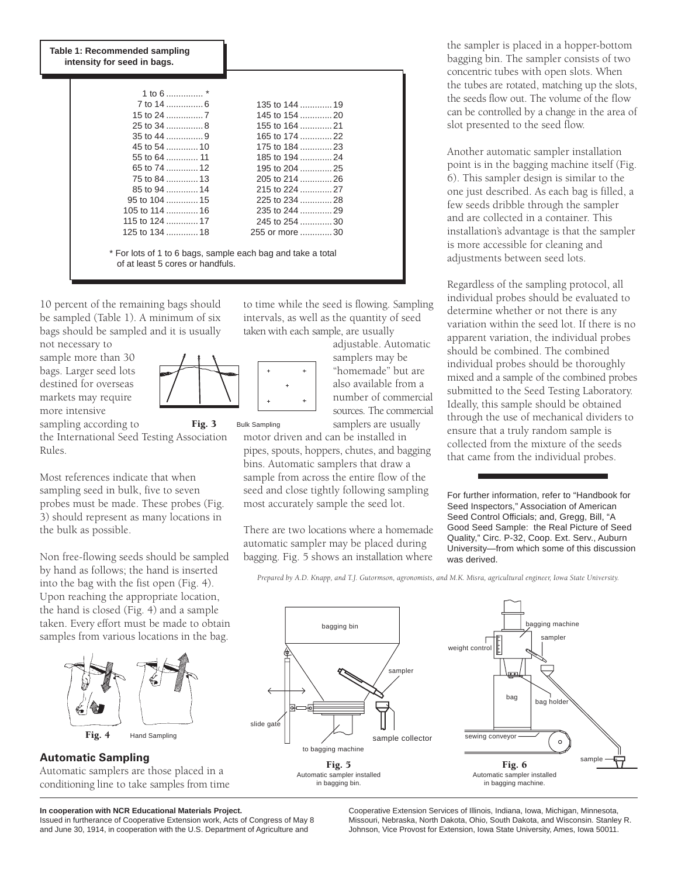**Table 1: Recommended sampling intensity for seed in bags.**

| | | | |
|---|---|---|---|
| 1 to 6 | * | 135 to 144 | 19 |
| 7 to 14 | 6 | 145 to 154 | 20 |
| 15 to 24 | 7 | 155 to 164 | 21 |
| 25 to 34 | 8 | 165 to 174 | 22 |
| 35 to 44 | 9 | 175 to 184 | 23 |
| 45 to 54 | 10 | 185 to 194 | 24 |
| 55 to 64 | 11 | 195 to 204 | 25 |
| 65 to 74 | 12 | 205 to 214 | 26 |
| 75 to 84 | 13 | 215 to 224 | 27 |
| 85 to 94 | 14 | 225 to 234 | 28 |
| 95 to 104 | 15 | 235 to 244 | 29 |
| 105 to 114 | 16 | 245 to 254 | 30 |
| 115 to 124 | 17 | 255 or more | 30 |
| 125 to 134 | 18 | | |

* For lots of 1 to 6 bags, sample each bag and take a total of at least 5 cores or handfuls.

10 percent of the remaining bags should be sampled (Table 1). A minimum of six bags should be sampled and it is usually not necessary to sample more than 30 bags. Larger seed lots destined for overseas markets may require more intensive sampling according to the International Seed Testing Association Rules.

Fig. 3 Bulk Sampling

Most references indicate that when sampling seed in bulk, five to seven probes must be made. These probes (Fig. 3) should represent as many locations in the bulk as possible.

Non free-flowing seeds should be sampled by hand as follows; the hand is inserted into the bag with the fist open (Fig. 4). Upon reaching the appropriate location, the hand is closed (Fig. 4) and a sample taken. Every effort must be made to obtain samples from various locations in the bag.

Fig. 4 Hand Sampling

## Automatic Sampling

Automatic samplers are those placed in a conditioning line to take samples from time to time while the seed is flowing. Sampling intervals, as well as the quantity of seed taken with each sample, are usually adjustable. Automatic samplers may be "homemade" but are also available from a number of commercial sources. The commercial samplers are usually motor driven and can be installed in pipes, spouts, hoppers, chutes, and bagging bins. Automatic samplers that draw a sample from across the entire flow of the seed and close tightly following sampling most accurately sample the seed lot.

There are two locations where a homemade automatic sampler may be placed during bagging. Fig. 5 shows an installation where the sampler is placed in a hopper-bottom bagging bin. The sampler consists of two concentric tubes with open slots. When the tubes are rotated, matching up the slots, the seeds flow out. The volume of the flow can be controlled by a change in the area of slot presented to the seed flow.

Another automatic sampler installation point is in the bagging machine itself (Fig. 6). This sampler design is similar to the one just described. As each bag is filled, a few seeds dribble through the sampler and are collected in a container. This installation's advantage is that the sampler is more accessible for cleaning and adjustments between seed lots.

Regardless of the sampling protocol, all individual probes should be evaluated to determine whether or not there is any variation within the seed lot. If there is no apparent variation, the individual probes should be combined. The combined individual probes should be thoroughly mixed and a sample of the combined probes submitted to the Seed Testing Laboratory. Ideally, this sample should be obtained through the use of mechanical dividers to ensure that a truly random sample is collected from the mixture of the seeds that came from the individual probes.

For further information, refer to "Handbook for Seed Inspectors," Association of American Seed Control Officials; and, Gregg, Bill, "A Good Seed Sample: The Real Picture of Seed Quality," Circ. P-32, Coop. Ext. Serv., Auburn University—from which some of this discussion was derived.

*Prepared by A.D. Knapp, and T.J. Gutormson, agronomists, and M.K. Misra, agricultural engineer, Iowa State University.*

bagging bin
sampler
slide gate
sample collector
to bagging machine

Fig. 5 Automatic sampler installed in bagging bin.

bagging machine
sampler
weight control
bag
bag holder
sewing conveyor
sample

Fig. 6 Automatic sampler installed in bagging machine.

**In cooperation with NCR Educational Materials Project.**
Issued in furtherance of Cooperative Extension work, Acts of Congress of May 8 and June 30, 1914, in cooperation with the U.S. Department of Agriculture and Cooperative Extension Services of Illinois, Indiana, Iowa, Michigan, Minnesota, Missouri, Nebraska, North Dakota, Ohio, South Dakota, and Wisconsin. Stanley R. Johnson, Vice Provost for Extension, Iowa State University, Ames, Iowa 50011.